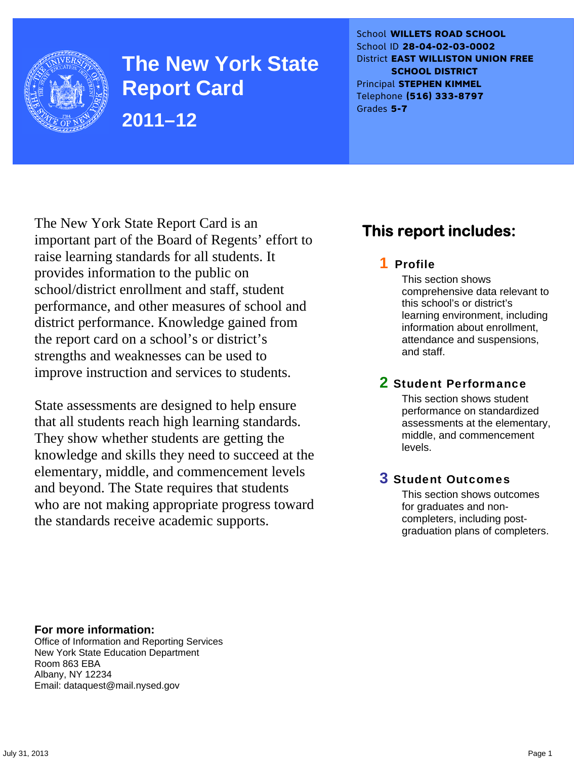# The New York State Report Card

## 2011–12

School **WILLETS ROAD SCHOOL**
School ID **28-04-02-03-0002**
District **EAST WILLISTON UNION FREE SCHOOL DISTRICT**
Principal **STEPHEN KIMMEL**
Telephone **(516) 333-8797**
Grades **5-7**

The New York State Report Card is an important part of the Board of Regents' effort to raise learning standards for all students. It provides information to the public on school/district enrollment and staff, student performance, and other measures of school and district performance. Knowledge gained from the report card on a school's or district's strengths and weaknesses can be used to improve instruction and services to students.

State assessments are designed to help ensure that all students reach high learning standards. They show whether students are getting the knowledge and skills they need to succeed at the elementary, middle, and commencement levels and beyond. The State requires that students who are not making appropriate progress toward the standards receive academic supports.

## This report includes:

### 1 Profile

This section shows comprehensive data relevant to this school's or district's learning environment, including information about enrollment, attendance and suspensions, and staff.

### 2 Student Performance

This section shows student performance on standardized assessments at the elementary, middle, and commencement levels.

### 3 Student Outcomes

This section shows outcomes for graduates and non-completers, including post-graduation plans of completers.

**For more information:**
Office of Information and Reporting Services
New York State Education Department
Room 863 EBA
Albany, NY 12234
Email: dataquest@mail.nysed.gov

July 31, 2013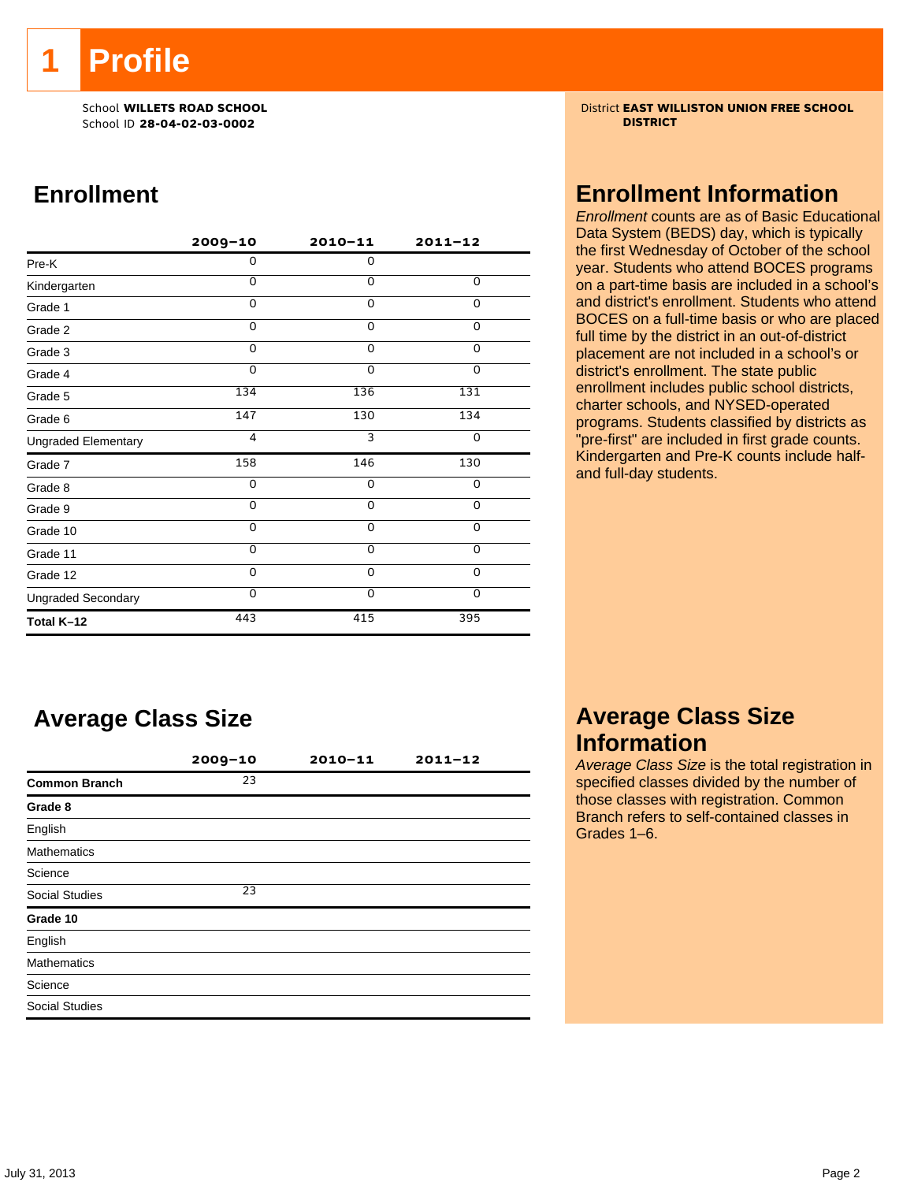# 1 Profile

School **WILLETS ROAD SCHOOL**
School ID **28-04-02-03-0002**

District **EAST WILLISTON UNION FREE SCHOOL DISTRICT**

## Enrollment

| | 2009–10 | 2010–11 | 2011–12 |
|---|---|---|---|
| Pre-K | 0 | 0 | |
| Kindergarten | 0 | 0 | 0 |
| Grade 1 | 0 | 0 | 0 |
| Grade 2 | 0 | 0 | 0 |
| Grade 3 | 0 | 0 | 0 |
| Grade 4 | 0 | 0 | 0 |
| Grade 5 | 134 | 136 | 131 |
| Grade 6 | 147 | 130 | 134 |
| Ungraded Elementary | 4 | 3 | 0 |
| Grade 7 | 158 | 146 | 130 |
| Grade 8 | 0 | 0 | 0 |
| Grade 9 | 0 | 0 | 0 |
| Grade 10 | 0 | 0 | 0 |
| Grade 11 | 0 | 0 | 0 |
| Grade 12 | 0 | 0 | 0 |
| Ungraded Secondary | 0 | 0 | 0 |
| **Total K–12** | 443 | 415 | 395 |

## Enrollment Information

*Enrollment* counts are as of Basic Educational Data System (BEDS) day, which is typically the first Wednesday of October of the school year. Students who attend BOCES programs on a part-time basis are included in a school's and district's enrollment. Students who attend BOCES on a full-time basis or who are placed full time by the district in an out-of-district placement are not included in a school's or district's enrollment. The state public enrollment includes public school districts, charter schools, and NYSED-operated programs. Students classified by districts as "pre-first" are included in first grade counts. Kindergarten and Pre-K counts include half- and full-day students.

## Average Class Size

| | 2009–10 | 2010–11 | 2011–12 |
|---|---|---|---|
| **Common Branch** | 23 | | |
| **Grade 8** | | | |
| English | | | |
| Mathematics | | | |
| Science | | | |
| Social Studies | 23 | | |
| **Grade 10** | | | |
| English | | | |
| Mathematics | | | |
| Science | | | |
| Social Studies | | | |

## Average Class Size Information

*Average Class Size* is the total registration in specified classes divided by the number of those classes with registration. Common Branch refers to self-contained classes in Grades 1–6.

July 31, 2013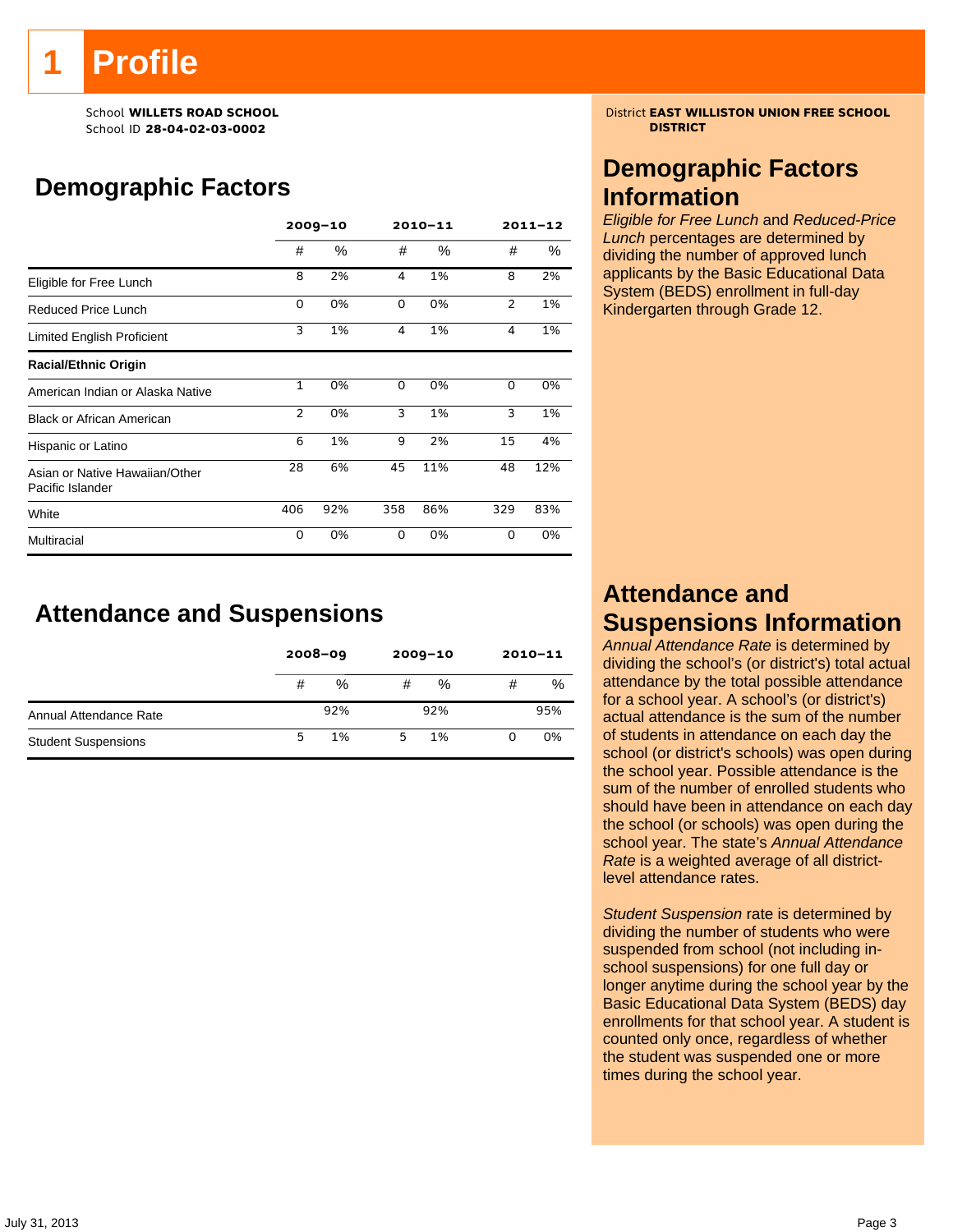# 1 Profile

School **WILLETS ROAD SCHOOL**
School ID **28-04-02-03-0002**

District **EAST WILLISTON UNION FREE SCHOOL DISTRICT**

## Demographic Factors

| | 2009–10 | | 2010–11 | | 2011–12 | |
|---|---|---|---|---|---|---|
| | # | % | # | % | # | % |
| Eligible for Free Lunch | 8 | 2% | 4 | 1% | 8 | 2% |
| Reduced Price Lunch | 0 | 0% | 0 | 0% | 2 | 1% |
| Limited English Proficient | 3 | 1% | 4 | 1% | 4 | 1% |
| **Racial/Ethnic Origin** | | | | | | |
| American Indian or Alaska Native | 1 | 0% | 0 | 0% | 0 | 0% |
| Black or African American | 2 | 0% | 3 | 1% | 3 | 1% |
| Hispanic or Latino | 6 | 1% | 9 | 2% | 15 | 4% |
| Asian or Native Hawaiian/Other Pacific Islander | 28 | 6% | 45 | 11% | 48 | 12% |
| White | 406 | 92% | 358 | 86% | 329 | 83% |
| Multiracial | 0 | 0% | 0 | 0% | 0 | 0% |

## Attendance and Suspensions

| | 2008–09 | | 2009–10 | | 2010–11 | |
|---|---|---|---|---|---|---|
| | # | % | # | % | # | % |
| Annual Attendance Rate | | 92% | | 92% | | 95% |
| Student Suspensions | 5 | 1% | 5 | 1% | 0 | 0% |

## Demographic Factors Information

*Eligible for Free Lunch* and *Reduced-Price Lunch* percentages are determined by dividing the number of approved lunch applicants by the Basic Educational Data System (BEDS) enrollment in full-day Kindergarten through Grade 12.

## Attendance and Suspensions Information

*Annual Attendance Rate* is determined by dividing the school's (or district's) total actual attendance by the total possible attendance for a school year. A school's (or district's) actual attendance is the sum of the number of students in attendance on each day the school (or district's schools) was open during the school year. Possible attendance is the sum of the number of enrolled students who should have been in attendance on each day the school (or schools) was open during the school year. The state's *Annual Attendance Rate* is a weighted average of all district-level attendance rates.

*Student Suspension* rate is determined by dividing the number of students who were suspended from school (not including in-school suspensions) for one full day or longer anytime during the school year by the Basic Educational Data System (BEDS) day enrollments for that school year. A student is counted only once, regardless of whether the student was suspended one or more times during the school year.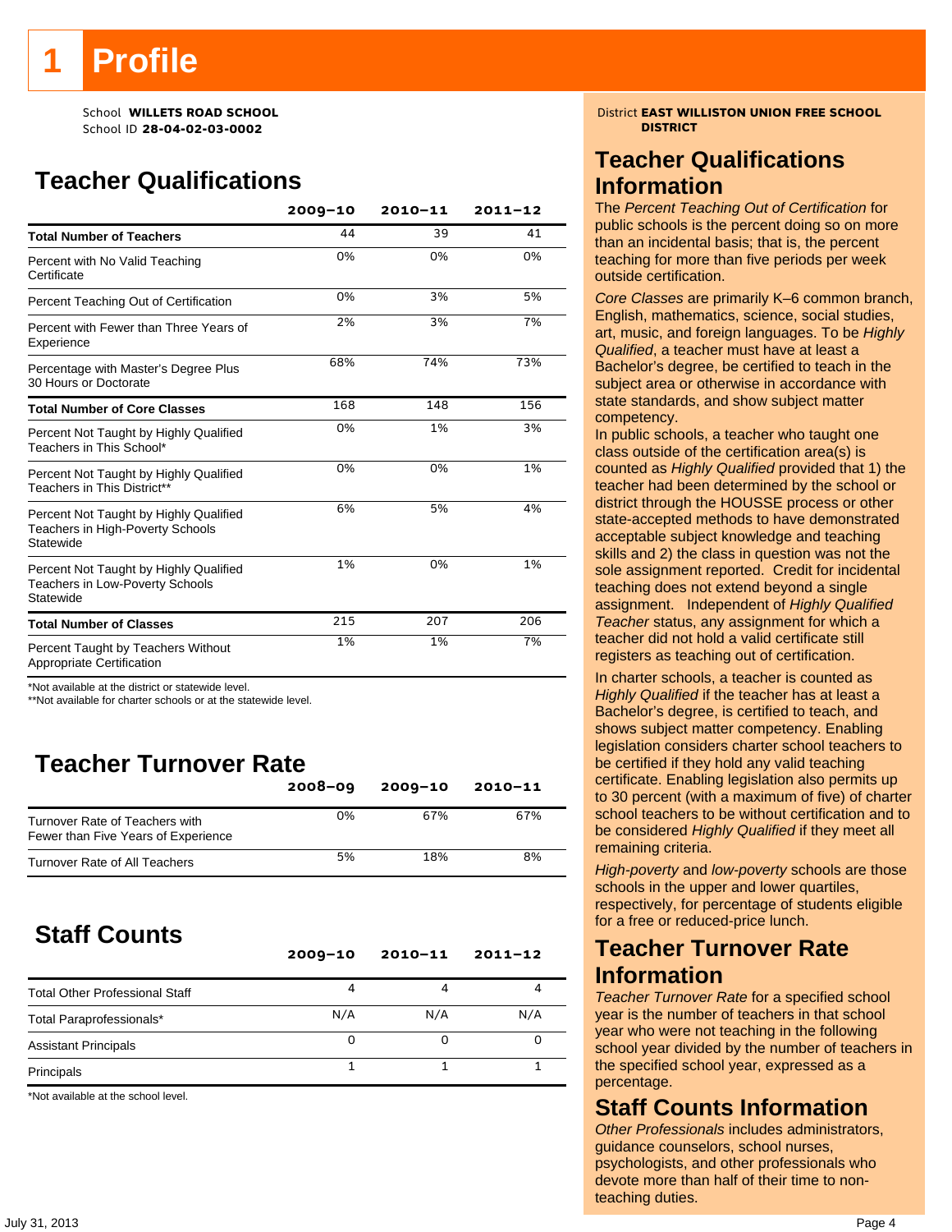# 1 Profile

School **WILLETS ROAD SCHOOL**
School ID **28-04-02-03-0002**

District **EAST WILLISTON UNION FREE SCHOOL DISTRICT**

## Teacher Qualifications

| | 2009–10 | 2010–11 | 2011–12 |
|---|---|---|---|
| **Total Number of Teachers** | 44 | 39 | 41 |
| Percent with No Valid Teaching Certificate | 0% | 0% | 0% |
| Percent Teaching Out of Certification | 0% | 3% | 5% |
| Percent with Fewer than Three Years of Experience | 2% | 3% | 7% |
| Percentage with Master's Degree Plus 30 Hours or Doctorate | 68% | 74% | 73% |
| **Total Number of Core Classes** | 168 | 148 | 156 |
| Percent Not Taught by Highly Qualified Teachers in This School* | 0% | 1% | 3% |
| Percent Not Taught by Highly Qualified Teachers in This District** | 0% | 0% | 1% |
| Percent Not Taught by Highly Qualified Teachers in High-Poverty Schools Statewide | 6% | 5% | 4% |
| Percent Not Taught by Highly Qualified Teachers in Low-Poverty Schools Statewide | 1% | 0% | 1% |
| **Total Number of Classes** | 215 | 207 | 206 |
| Percent Taught by Teachers Without Appropriate Certification | 1% | 1% | 7% |

*Not available at the district or statewide level.
**Not available for charter schools or at the statewide level.

## Teacher Turnover Rate

| | 2008–09 | 2009–10 | 2010–11 |
|---|---|---|---|
| Turnover Rate of Teachers with Fewer than Five Years of Experience | 0% | 67% | 67% |
| Turnover Rate of All Teachers | 5% | 18% | 8% |

## Staff Counts

| | 2009–10 | 2010–11 | 2011–12 |
|---|---|---|---|
| Total Other Professional Staff | 4 | 4 | 4 |
| Total Paraprofessionals* | N/A | N/A | N/A |
| Assistant Principals | 0 | 0 | 0 |
| Principals | 1 | 1 | 1 |

*Not available at the school level.

## Teacher Qualifications Information

The *Percent Teaching Out of Certification* for public schools is the percent doing so on more than an incidental basis; that is, the percent teaching for more than five periods per week outside certification.

*Core Classes* are primarily K–6 common branch, English, mathematics, science, social studies, art, music, and foreign languages. To be *Highly Qualified*, a teacher must have at least a Bachelor's degree, be certified to teach in the subject area or otherwise in accordance with state standards, and show subject matter competency.

In public schools, a teacher who taught one class outside of the certification area(s) is counted as *Highly Qualified* provided that 1) the teacher had been determined by the school or district through the HOUSSE process or other state-accepted methods to have demonstrated acceptable subject knowledge and teaching skills and 2) the class in question was not the sole assignment reported. Credit for incidental teaching does not extend beyond a single assignment. Independent of *Highly Qualified Teacher* status, any assignment for which a teacher did not hold a valid certificate still registers as teaching out of certification.

In charter schools, a teacher is counted as *Highly Qualified* if the teacher has at least a Bachelor's degree, is certified to teach, and shows subject matter competency. Enabling legislation considers charter school teachers to be certified if they hold any valid teaching certificate. Enabling legislation also permits up to 30 percent (with a maximum of five) of charter school teachers to be without certification and to be considered *Highly Qualified* if they meet all remaining criteria.

*High-poverty* and *low-poverty* schools are those schools in the upper and lower quartiles, respectively, for percentage of students eligible for a free or reduced-price lunch.

## Teacher Turnover Rate Information

*Teacher Turnover Rate* for a specified school year is the number of teachers in that school year who were not teaching in the following school year divided by the number of teachers in the specified school year, expressed as a percentage.

## Staff Counts Information

*Other Professionals* includes administrators, guidance counselors, school nurses, psychologists, and other professionals who devote more than half of their time to non-teaching duties.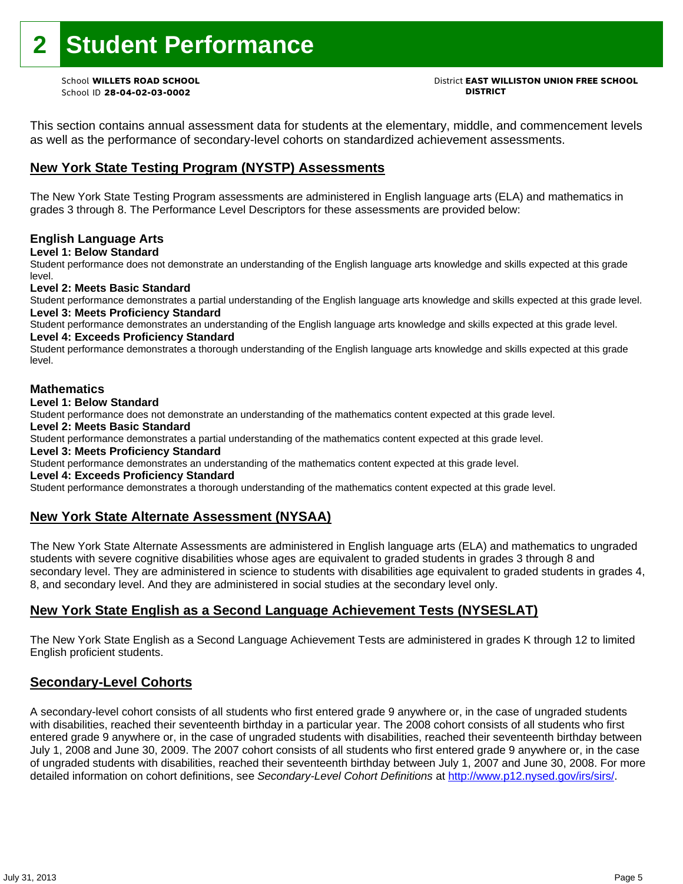# 2 Student Performance

School **WILLETS ROAD SCHOOL**
School ID **28-04-02-03-0002**

District **EAST WILLISTON UNION FREE SCHOOL DISTRICT**

This section contains annual assessment data for students at the elementary, middle, and commencement levels as well as the performance of secondary-level cohorts on standardized achievement assessments.

## New York State Testing Program (NYSTP) Assessments

The New York State Testing Program assessments are administered in English language arts (ELA) and mathematics in grades 3 through 8. The Performance Level Descriptors for these assessments are provided below:

### English Language Arts

**Level 1: Below Standard**
Student performance does not demonstrate an understanding of the English language arts knowledge and skills expected at this grade level.

**Level 2: Meets Basic Standard**
Student performance demonstrates a partial understanding of the English language arts knowledge and skills expected at this grade level.

**Level 3: Meets Proficiency Standard**
Student performance demonstrates an understanding of the English language arts knowledge and skills expected at this grade level.

**Level 4: Exceeds Proficiency Standard**
Student performance demonstrates a thorough understanding of the English language arts knowledge and skills expected at this grade level.

### Mathematics

**Level 1: Below Standard**
Student performance does not demonstrate an understanding of the mathematics content expected at this grade level.

**Level 2: Meets Basic Standard**
Student performance demonstrates a partial understanding of the mathematics content expected at this grade level.

**Level 3: Meets Proficiency Standard**
Student performance demonstrates an understanding of the mathematics content expected at this grade level.

**Level 4: Exceeds Proficiency Standard**
Student performance demonstrates a thorough understanding of the mathematics content expected at this grade level.

## New York State Alternate Assessment (NYSAA)

The New York State Alternate Assessments are administered in English language arts (ELA) and mathematics to ungraded students with severe cognitive disabilities whose ages are equivalent to graded students in grades 3 through 8 and secondary level. They are administered in science to students with disabilities age equivalent to graded students in grades 4, 8, and secondary level. And they are administered in social studies at the secondary level only.

## New York State English as a Second Language Achievement Tests (NYSESLAT)

The New York State English as a Second Language Achievement Tests are administered in grades K through 12 to limited English proficient students.

## Secondary-Level Cohorts

A secondary-level cohort consists of all students who first entered grade 9 anywhere or, in the case of ungraded students with disabilities, reached their seventeenth birthday in a particular year. The 2008 cohort consists of all students who first entered grade 9 anywhere or, in the case of ungraded students with disabilities, reached their seventeenth birthday between July 1, 2008 and June 30, 2009. The 2007 cohort consists of all students who first entered grade 9 anywhere or, in the case of ungraded students with disabilities, reached their seventeenth birthday between July 1, 2007 and June 30, 2008. For more detailed information on cohort definitions, see *Secondary-Level Cohort Definitions* at http://www.p12.nysed.gov/irs/sirs/.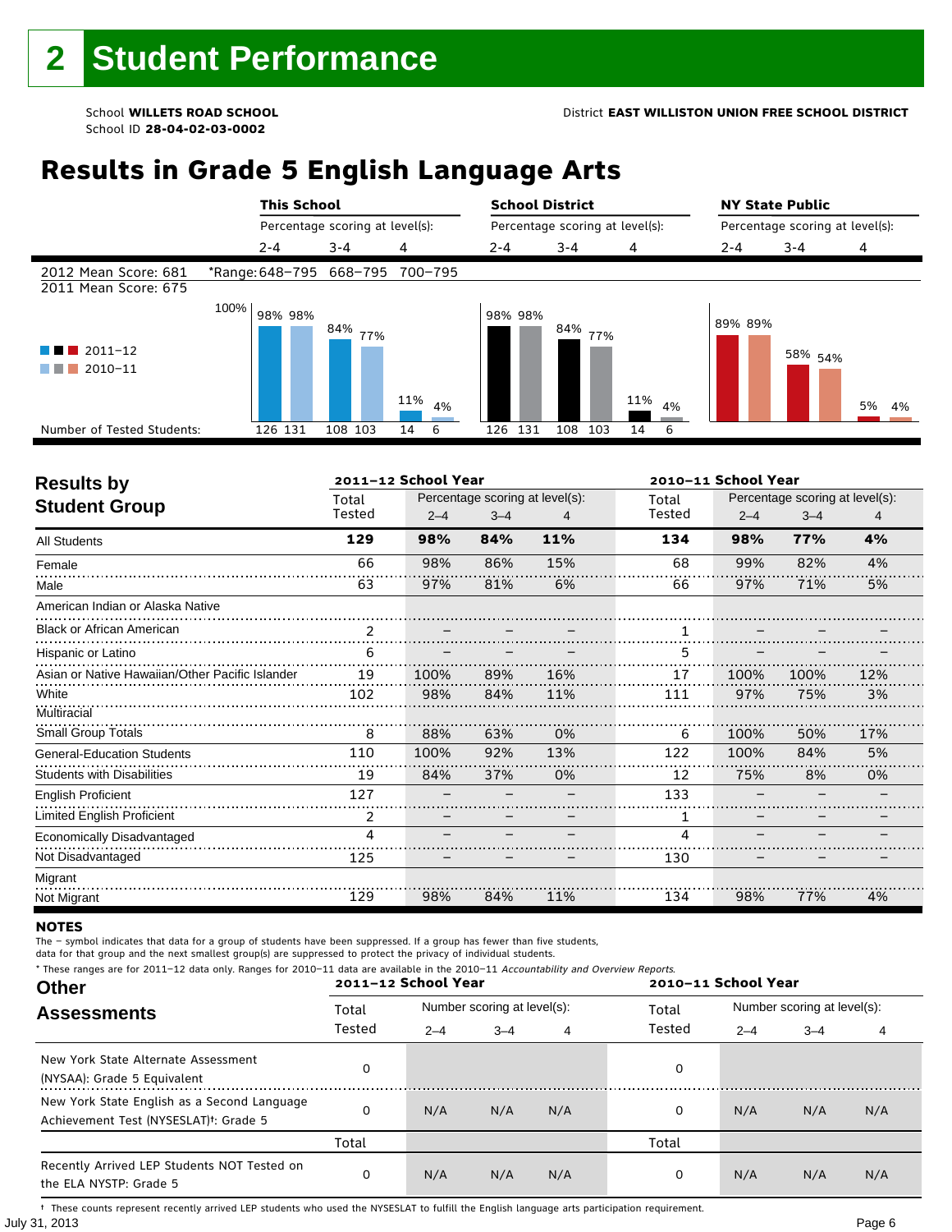# 2 Student Performance

School **WILLETS ROAD SCHOOL**
School ID **28-04-02-03-0002**

District **EAST WILLISTON UNION FREE SCHOOL DISTRICT**

## Results in Grade 5 English Language Arts

| | This School | | | School District | | | NY State Public | | |
|---|---|---|---|---|---|---|---|---|---|
| | Percentage scoring at level(s): | | | Percentage scoring at level(s): | | | Percentage scoring at level(s): | | |
| | 2-4 | 3-4 | 4 | 2-4 | 3-4 | 4 | 2-4 | 3-4 | 4 |
| 2012 Mean Score: 681 / 2011 Mean Score: 675 | *Range: 648–795 | 668–795 | 700–795 | | | | | | |
| 2011–12 | 98% | 84% | 11% | 98% | 84% | 11% | 89% | 58% | 5% |
| 2010–11 | 98% | 77% | 4% | 98% | 77% | 4% | 89% | 54% | 4% |
| Number of Tested Students: 2011–12 | 126 | 108 | 14 | 126 | 108 | 14 | | | |
| Number of Tested Students: 2010–11 | 131 | 103 | 6 | 131 | 103 | 6 | | | |

### Results by Student Group

| | 2011–12 School Year | | | | 2010–11 School Year | | | |
|---|---|---|---|---|---|---|---|---|
| | Total Tested | Percentage scoring at level(s): 2–4 | 3–4 | 4 | Total Tested | Percentage scoring at level(s): 2–4 | 3–4 | 4 |
| **All Students** | **129** | **98%** | **84%** | **11%** | **134** | **98%** | **77%** | **4%** |
| Female | 66 | 98% | 86% | 15% | 68 | 99% | 82% | 4% |
| Male | 63 | 97% | 81% | 6% | 66 | 97% | 71% | 5% |
| American Indian or Alaska Native | | | | | | | | |
| Black or African American | 2 | – | – | – | 1 | – | – | – |
| Hispanic or Latino | 6 | – | – | – | 5 | – | – | – |
| Asian or Native Hawaiian/Other Pacific Islander | 19 | 100% | 89% | 16% | 17 | 100% | 100% | 12% |
| White | 102 | 98% | 84% | 11% | 111 | 97% | 75% | 3% |
| Multiracial | | | | | | | | |
| Small Group Totals | 8 | 88% | 63% | 0% | 6 | 100% | 50% | 17% |
| General-Education Students | 110 | 100% | 92% | 13% | 122 | 100% | 84% | 5% |
| Students with Disabilities | 19 | 84% | 37% | 0% | 12 | 75% | 8% | 0% |
| English Proficient | 127 | – | – | – | 133 | – | – | – |
| Limited English Proficient | 2 | – | – | – | 1 | – | – | – |
| Economically Disadvantaged | 4 | – | – | – | 4 | – | – | – |
| Not Disadvantaged | 125 | – | – | – | 130 | – | – | – |
| Migrant | | | | | | | | |
| Not Migrant | 129 | 98% | 84% | 11% | 134 | 98% | 77% | 4% |

**NOTES**

The – symbol indicates that data for a group of students have been suppressed. If a group has fewer than five students, data for that group and the next smallest group(s) are suppressed to protect the privacy of individual students.

\* These ranges are for 2011–12 data only. Ranges for 2010–11 data are available in the 2010–11 *Accountability and Overview Reports*.

### Other Assessments

| | 2011–12 School Year | | | | 2010–11 School Year | | | |
|---|---|---|---|---|---|---|---|---|
| | Total Tested | Number scoring at level(s): 2–4 | 3–4 | 4 | Total Tested | Number scoring at level(s): 2–4 | 3–4 | 4 |
| New York State Alternate Assessment (NYSAA): Grade 5 Equivalent | 0 | | | | 0 | | | |
| New York State English as a Second Language Achievement Test (NYSESLAT)†: Grade 5 | 0 | N/A | N/A | N/A | 0 | N/A | N/A | N/A |
| | Total | | | | Total | | | |
| Recently Arrived LEP Students NOT Tested on the ELA NYSTP: Grade 5 | 0 | N/A | N/A | N/A | 0 | N/A | N/A | N/A |

† These counts represent recently arrived LEP students who used the NYSESLAT to fulfill the English language arts participation requirement.

July 31, 2013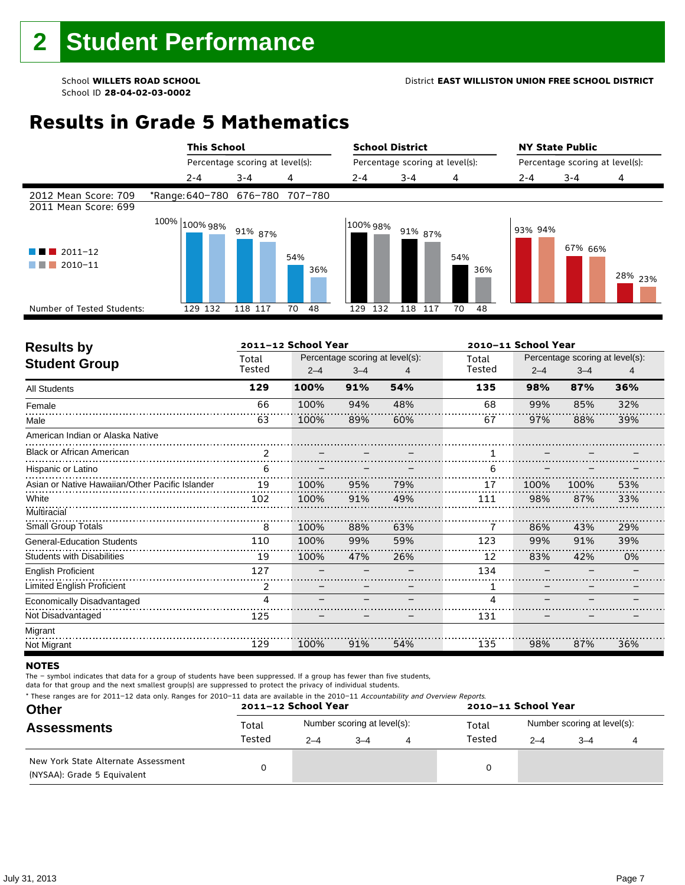# 2 Student Performance

School **WILLETS ROAD SCHOOL**
School ID **28-04-02-03-0002**

District **EAST WILLISTON UNION FREE SCHOOL DISTRICT**

## Results in Grade 5 Mathematics

| | This School | | | School District | | | NY State Public | | |
|---|---|---|---|---|---|---|---|---|---|
| | Percentage scoring at level(s): | | | Percentage scoring at level(s): | | | Percentage scoring at level(s): | | |
| | 2-4 | 3-4 | 4 | 2-4 | 3-4 | 4 | 2-4 | 3-4 | 4 |
| 2012 Mean Score: 709 | *Range: 640–780 | 676–780 | 707–780 | | | | | | |
| 2011 Mean Score: 699 | | | | | | | | | |
| 2011–12 | 100% | 91% | 54% | 100% | 91% | 54% | 93% | 67% | 28% |
| 2010–11 | 98% | 87% | 36% | 98% | 87% | 36% | 94% | 66% | 23% |
| Number of Tested Students: 2011–12 | 129 | 118 | 70 | 129 | 118 | 70 | | | |
| Number of Tested Students: 2010–11 | 132 | 117 | 48 | 132 | 117 | 48 | | | |

| Results by Student Group | 2011–12 School Year | | | | 2010–11 School Year | | | |
|---|---|---|---|---|---|---|---|---|
| | Total Tested | Percentage scoring at level(s): 2–4 | 3–4 | 4 | Total Tested | Percentage scoring at level(s): 2–4 | 3–4 | 4 |
| **All Students** | **129** | **100%** | **91%** | **54%** | **135** | **98%** | **87%** | **36%** |
| Female | 66 | 100% | 94% | 48% | 68 | 99% | 85% | 32% |
| Male | 63 | 100% | 89% | 60% | 67 | 97% | 88% | 39% |
| American Indian or Alaska Native | | | | | | | | |
| Black or African American | 2 | – | – | – | 1 | – | – | – |
| Hispanic or Latino | 6 | – | – | – | 6 | – | – | – |
| Asian or Native Hawaiian/Other Pacific Islander | 19 | 100% | 95% | 79% | 17 | 100% | 100% | 53% |
| White | 102 | 100% | 91% | 49% | 111 | 98% | 87% | 33% |
| Multiracial | | | | | | | | |
| Small Group Totals | 8 | 100% | 88% | 63% | 7 | 86% | 43% | 29% |
| General-Education Students | 110 | 100% | 99% | 59% | 123 | 99% | 91% | 39% |
| Students with Disabilities | 19 | 100% | 47% | 26% | 12 | 83% | 42% | 0% |
| English Proficient | 127 | – | – | – | 134 | – | – | – |
| Limited English Proficient | 2 | – | – | – | 1 | – | – | – |
| Economically Disadvantaged | 4 | – | – | – | 4 | – | – | – |
| Not Disadvantaged | 125 | – | – | – | 131 | – | – | – |
| Migrant | | | | | | | | |
| Not Migrant | 129 | 100% | 91% | 54% | 135 | 98% | 87% | 36% |

**NOTES**

The – symbol indicates that data for a group of students have been suppressed. If a group has fewer than five students, data for that group and the next smallest group(s) are suppressed to protect the privacy of individual students.

\* These ranges are for 2011–12 data only. Ranges for 2010–11 data are available in the 2010–11 *Accountability and Overview Reports.*

| Other Assessments | 2011–12 School Year | | | | 2010–11 School Year | | | |
|---|---|---|---|---|---|---|---|---|
| | Total Tested | Number scoring at level(s): 2–4 | 3–4 | 4 | Total Tested | Number scoring at level(s): 2–4 | 3–4 | 4 |
| New York State Alternate Assessment (NYSAA): Grade 5 Equivalent | 0 | | | | 0 | | | |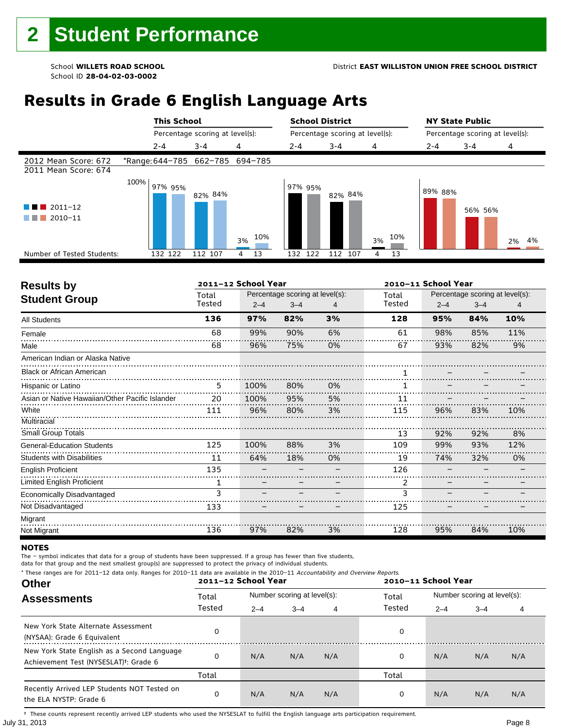# 2 Student Performance

School **WILLETS ROAD SCHOOL**
School ID **28-04-02-03-0002**

District **EAST WILLISTON UNION FREE SCHOOL DISTRICT**

## Results in Grade 6 English Language Arts

| | This School | | | School District | | | NY State Public | | |
|---|---|---|---|---|---|---|---|---|---|
| | Percentage scoring at level(s): | | | Percentage scoring at level(s): | | | Percentage scoring at level(s): | | |
| | 2-4 | 3-4 | 4 | 2-4 | 3-4 | 4 | 2-4 | 3-4 | 4 |
| 2012 Mean Score: 672 / 2011 Mean Score: 674 | *Range: 644–785 | 662–785 | 694–785 | | | | | | |
| 2011–12 | 97% | 82% | 3% | 97% | 82% | 3% | 89% | 56% | 2% |
| 2010–11 | 95% | 84% | 10% | 95% | 84% | 10% | 88% | 56% | 4% |
| Number of Tested Students: 2011–12 | 132 | 112 | 4 | 132 | 112 | 4 | | | |
| Number of Tested Students: 2010–11 | 122 | 107 | 13 | 122 | 107 | 13 | | | |

## Results by Student Group

| Student Group | 2011–12 Total Tested | 2011–12 2–4 | 2011–12 3–4 | 2011–12 4 | 2010–11 Total Tested | 2010–11 2–4 | 2010–11 3–4 | 2010–11 4 |
|---|---|---|---|---|---|---|---|---|
| **All Students** | **136** | **97%** | **82%** | **3%** | **128** | **95%** | **84%** | **10%** |
| Female | 68 | 99% | 90% | 6% | 61 | 98% | 85% | 11% |
| Male | 68 | 96% | 75% | 0% | 67 | 93% | 82% | 9% |
| American Indian or Alaska Native | | | | | | | | |
| Black or African American | | | | | 1 | – | – | – |
| Hispanic or Latino | 5 | 100% | 80% | 0% | 1 | – | – | – |
| Asian or Native Hawaiian/Other Pacific Islander | 20 | 100% | 95% | 5% | 11 | – | – | – |
| White | 111 | 96% | 80% | 3% | 115 | 96% | 83% | 10% |
| Multiracial | | | | | | | | |
| Small Group Totals | | | | | 13 | 92% | 92% | 8% |
| General-Education Students | 125 | 100% | 88% | 3% | 109 | 99% | 93% | 12% |
| Students with Disabilities | 11 | 64% | 18% | 0% | 19 | 74% | 32% | 0% |
| English Proficient | 135 | – | – | – | 126 | – | – | – |
| Limited English Proficient | 1 | – | – | – | 2 | – | – | – |
| Economically Disadvantaged | 3 | – | – | – | 3 | – | – | – |
| Not Disadvantaged | 133 | – | – | – | 125 | – | – | – |
| Migrant | | | | | | | | |
| Not Migrant | 136 | 97% | 82% | 3% | 128 | 95% | 84% | 10% |

### NOTES

The – symbol indicates that data for a group of students have been suppressed. If a group has fewer than five students, data for that group and the next smallest group(s) are suppressed to protect the privacy of individual students.

\* These ranges are for 2011–12 data only. Ranges for 2010–11 data are available in the 2010–11 *Accountability and Overview Reports.*

## Other Assessments

| Assessment | 2011–12 Total Tested | 2011–12 2–4 | 2011–12 3–4 | 2011–12 4 | 2010–11 Total Tested | 2010–11 2–4 | 2010–11 3–4 | 2010–11 4 |
|---|---|---|---|---|---|---|---|---|
| New York State Alternate Assessment (NYSAA): Grade 6 Equivalent | 0 | | | | 0 | | | |
| New York State English as a Second Language Achievement Test (NYSESLAT)†: Grade 6 | 0 | N/A | N/A | N/A | 0 | N/A | N/A | N/A |
| | Total | | | | Total | | | |
| Recently Arrived LEP Students NOT Tested on the ELA NYSTP: Grade 6 | 0 | N/A | N/A | N/A | 0 | N/A | N/A | N/A |

† These counts represent recently arrived LEP students who used the NYSESLAT to fulfill the English language arts participation requirement.

July 31, 2013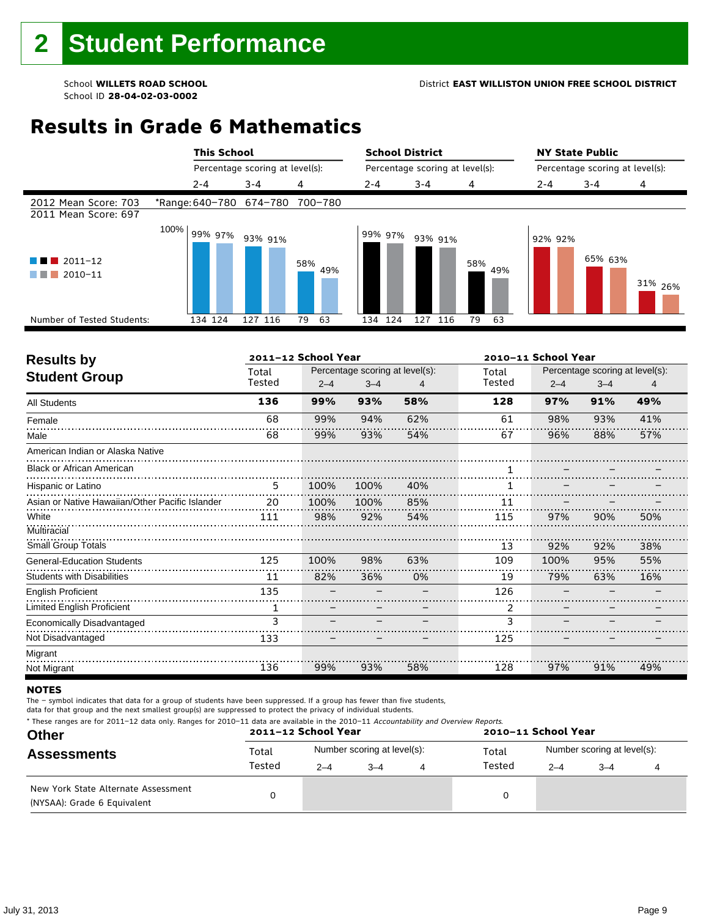# 2 Student Performance

School **WILLETS ROAD SCHOOL**
School ID **28-04-02-03-0002**

District **EAST WILLISTON UNION FREE SCHOOL DISTRICT**

## Results in Grade 6 Mathematics

| | This School | | | School District | | | NY State Public | | |
|---|---|---|---|---|---|---|---|---|---|
| | Percentage scoring at level(s): | | | Percentage scoring at level(s): | | | Percentage scoring at level(s): | | |
| | 2-4 | 3-4 | 4 | 2-4 | 3-4 | 4 | 2-4 | 3-4 | 4 |
| 2012 Mean Score: 703 | *Range: 640–780 | 674–780 | 700–780 | | | | | | |
| 2011 Mean Score: 697 | | | | | | | | | |
| 2011–12 | 99% | 93% | 58% | 99% | 93% | 58% | 92% | 65% | 31% |
| 2010–11 | 97% | 91% | 49% | 97% | 91% | 49% | 92% | 63% | 26% |
| Number of Tested Students: 2011–12 | 134 | 127 | 79 | 134 | 127 | 79 | | | |
| Number of Tested Students: 2010–11 | 124 | 116 | 63 | 124 | 116 | 63 | | | |

## Results by Student Group

| | 2011–12 School Year | | | | 2010–11 School Year | | | |
|---|---|---|---|---|---|---|---|---|
| | Total Tested | Percentage scoring at level(s): 2–4 | 3–4 | 4 | Total Tested | Percentage scoring at level(s): 2–4 | 3–4 | 4 |
| **All Students** | **136** | **99%** | **93%** | **58%** | **128** | **97%** | **91%** | **49%** |
| Female | 68 | 99% | 94% | 62% | 61 | 98% | 93% | 41% |
| Male | 68 | 99% | 93% | 54% | 67 | 96% | 88% | 57% |
| American Indian or Alaska Native | | | | | | | | |
| Black or African American | | | | | 1 | – | – | – |
| Hispanic or Latino | 5 | 100% | 100% | 40% | 1 | – | – | – |
| Asian or Native Hawaiian/Other Pacific Islander | 20 | 100% | 100% | 85% | 11 | – | – | – |
| White | 111 | 98% | 92% | 54% | 115 | 97% | 90% | 50% |
| Multiracial | | | | | | | | |
| Small Group Totals | | | | | 13 | 92% | 92% | 38% |
| General-Education Students | 125 | 100% | 98% | 63% | 109 | 100% | 95% | 55% |
| Students with Disabilities | 11 | 82% | 36% | 0% | 19 | 79% | 63% | 16% |
| English Proficient | 135 | – | – | – | 126 | – | – | – |
| Limited English Proficient | 1 | – | – | – | 2 | – | – | – |
| Economically Disadvantaged | 3 | – | – | – | 3 | – | – | – |
| Not Disadvantaged | 133 | – | – | – | 125 | – | – | – |
| Migrant | | | | | | | | |
| Not Migrant | 136 | 99% | 93% | 58% | 128 | 97% | 91% | 49% |

### NOTES

The – symbol indicates that data for a group of students have been suppressed. If a group has fewer than five students, data for that group and the next smallest group(s) are suppressed to protect the privacy of individual students.

\* These ranges are for 2011–12 data only. Ranges for 2010–11 data are available in the 2010–11 *Accountability and Overview Reports.*

## Other Assessments

| | 2011–12 School Year | | | | 2010–11 School Year | | | |
|---|---|---|---|---|---|---|---|---|
| | Total Tested | Number scoring at level(s): 2–4 | 3–4 | 4 | Total Tested | Number scoring at level(s): 2–4 | 3–4 | 4 |
| New York State Alternate Assessment (NYSAA): Grade 6 Equivalent | 0 | | | | 0 | | | |

July 31, 2013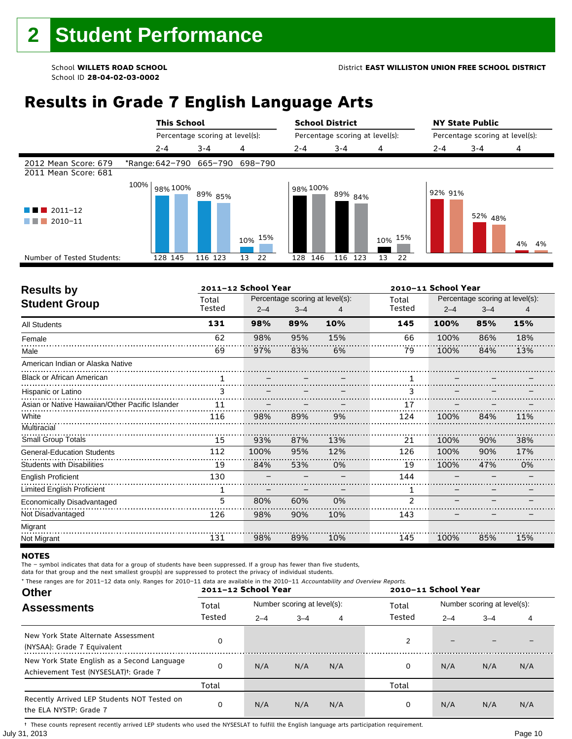# 2 Student Performance

School **WILLETS ROAD SCHOOL**
School ID **28-04-02-03-0002**

District **EAST WILLISTON UNION FREE SCHOOL DISTRICT**

## Results in Grade 7 English Language Arts

2012 Mean Score: 679
2011 Mean Score: 681

*Range: 2–4: 642–790; 3–4: 665–790; 4: 698–790

| | This School 2–4 | This School 3–4 | This School 4 | School District 2–4 | School District 3–4 | School District 4 | NY State Public 2–4 | NY State Public 3–4 | NY State Public 4 |
|---|---|---|---|---|---|---|---|---|---|
| 2011–12 | 98% | 89% | 10% | 98% | 89% | 10% | 92% | 52% | 4% |
| 2010–11 | 100% | 85% | 15% | 100% | 84% | 15% | 91% | 48% | 4% |
| Number of Tested Students (2011–12) | 128 | 116 | 13 | 128 | 116 | 13 | | | |
| Number of Tested Students (2010–11) | 145 | 123 | 22 | 146 | 123 | 22 | | | |

### Results by Student Group

| | 2011–12 Total Tested | 2011–12 2–4 | 2011–12 3–4 | 2011–12 4 | 2010–11 Total Tested | 2010–11 2–4 | 2010–11 3–4 | 2010–11 4 |
|---|---|---|---|---|---|---|---|---|
| **All Students** | **131** | **98%** | **89%** | **10%** | **145** | **100%** | **85%** | **15%** |
| Female | 62 | 98% | 95% | 15% | 66 | 100% | 86% | 18% |
| Male | 69 | 97% | 83% | 6% | 79 | 100% | 84% | 13% |
| American Indian or Alaska Native | | | | | | | | |
| Black or African American | 1 | – | – | – | 1 | – | – | – |
| Hispanic or Latino | 3 | – | – | – | 3 | – | – | – |
| Asian or Native Hawaiian/Other Pacific Islander | 11 | – | – | – | 17 | – | – | – |
| White | 116 | 98% | 89% | 9% | 124 | 100% | 84% | 11% |
| Multiracial | | | | | | | | |
| Small Group Totals | 15 | 93% | 87% | 13% | 21 | 100% | 90% | 38% |
| General-Education Students | 112 | 100% | 95% | 12% | 126 | 100% | 90% | 17% |
| Students with Disabilities | 19 | 84% | 53% | 0% | 19 | 100% | 47% | 0% |
| English Proficient | 130 | – | – | – | 144 | – | – | – |
| Limited English Proficient | 1 | – | – | – | 1 | – | – | – |
| Economically Disadvantaged | 5 | 80% | 60% | 0% | 2 | – | – | – |
| Not Disadvantaged | 126 | 98% | 90% | 10% | 143 | – | – | – |
| Migrant | | | | | | | | |
| Not Migrant | 131 | 98% | 89% | 10% | 145 | 100% | 85% | 15% |

**NOTES**

The – symbol indicates that data for a group of students have been suppressed. If a group has fewer than five students, data for that group and the next smallest group(s) are suppressed to protect the privacy of individual students.

\* These ranges are for 2011–12 data only. Ranges for 2010–11 data are available in the 2010–11 *Accountability and Overview Reports.*

### Other Assessments

| | 2011–12 Total Tested | 2011–12 2–4 | 2011–12 3–4 | 2011–12 4 | 2010–11 Total Tested | 2010–11 2–4 | 2010–11 3–4 | 2010–11 4 |
|---|---|---|---|---|---|---|---|---|
| New York State Alternate Assessment (NYSAA): Grade 7 Equivalent | 0 | | | | 2 | – | – | – |
| New York State English as a Second Language Achievement Test (NYSESLAT)†: Grade 7 | 0 | N/A | N/A | N/A | 0 | N/A | N/A | N/A |
| | Total | | | | Total | | | |
| Recently Arrived LEP Students NOT Tested on the ELA NYSTP: Grade 7 | 0 | N/A | N/A | N/A | 0 | N/A | N/A | N/A |

† These counts represent recently arrived LEP students who used the NYSESLAT to fulfill the English language arts participation requirement.

July 31, 2013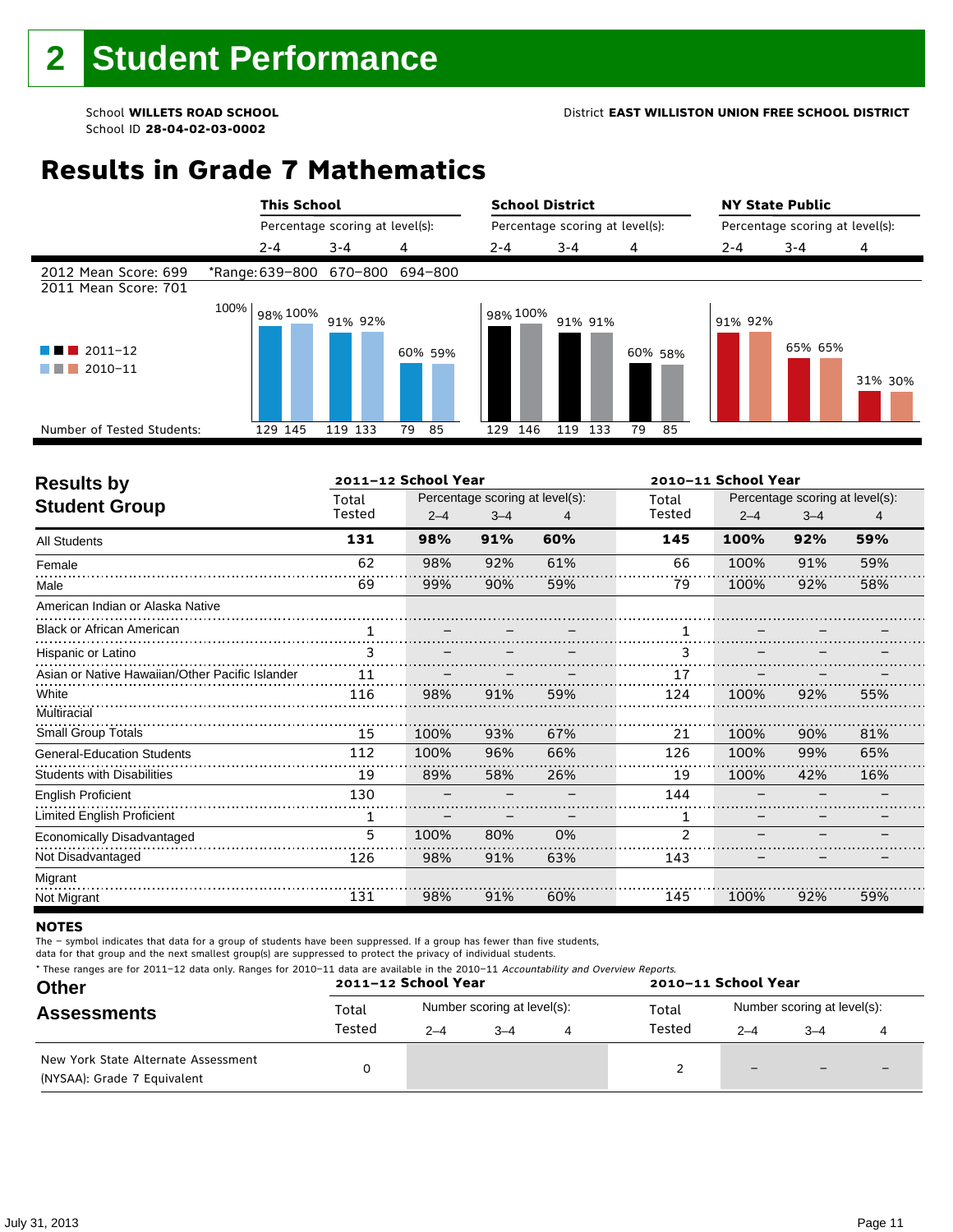# 2 Student Performance

School **WILLETS ROAD SCHOOL**
School ID **28-04-02-03-0002**

District **EAST WILLISTON UNION FREE SCHOOL DISTRICT**

## Results in Grade 7 Mathematics

| | This School | | | School District | | | NY State Public | | |
|---|---|---|---|---|---|---|---|---|---|
| | Percentage scoring at level(s): | | | Percentage scoring at level(s): | | | Percentage scoring at level(s): | | |
| | 2-4 | 3-4 | 4 | 2-4 | 3-4 | 4 | 2-4 | 3-4 | 4 |
| 2012 Mean Score: 699 | *Range: 639–800 | 670–800 | 694–800 | | | | | | |
| 2011 Mean Score: 701 | | | | | | | | | |
| 2011–12 | 98% | 91% | 60% | 98% | 91% | 60% | 91% | 65% | 31% |
| 2010–11 | 100% | 92% | 59% | 100% | 91% | 58% | 92% | 65% | 30% |
| Number of Tested Students: 2011–12 | 129 | 119 | 79 | 129 | 119 | 79 | | | |
| Number of Tested Students: 2010–11 | 145 | 133 | 85 | 146 | 133 | 85 | | | |

## Results by Student Group

| | 2011–12 School Year | | | | 2010–11 School Year | | | |
|---|---|---|---|---|---|---|---|---|
| | Total Tested | Percentage scoring at level(s): 2–4 | 3–4 | 4 | Total Tested | Percentage scoring at level(s): 2–4 | 3–4 | 4 |
| **All Students** | **131** | **98%** | **91%** | **60%** | **145** | **100%** | **92%** | **59%** |
| Female | 62 | 98% | 92% | 61% | 66 | 100% | 91% | 59% |
| Male | 69 | 99% | 90% | 59% | 79 | 100% | 92% | 58% |
| American Indian or Alaska Native | | | | | | | | |
| Black or African American | 1 | – | – | – | 1 | – | – | – |
| Hispanic or Latino | 3 | – | – | – | 3 | – | – | – |
| Asian or Native Hawaiian/Other Pacific Islander | 11 | – | – | – | 17 | – | – | – |
| White | 116 | 98% | 91% | 59% | 124 | 100% | 92% | 55% |
| Multiracial | | | | | | | | |
| Small Group Totals | 15 | 100% | 93% | 67% | 21 | 100% | 90% | 81% |
| General-Education Students | 112 | 100% | 96% | 66% | 126 | 100% | 99% | 65% |
| Students with Disabilities | 19 | 89% | 58% | 26% | 19 | 100% | 42% | 16% |
| English Proficient | 130 | – | – | – | 144 | – | – | – |
| Limited English Proficient | 1 | – | – | – | 1 | – | – | – |
| Economically Disadvantaged | 5 | 100% | 80% | 0% | 2 | – | – | – |
| Not Disadvantaged | 126 | 98% | 91% | 63% | 143 | – | – | – |
| Migrant | | | | | | | | |
| Not Migrant | 131 | 98% | 91% | 60% | 145 | 100% | 92% | 59% |

**NOTES**

The – symbol indicates that data for a group of students have been suppressed. If a group has fewer than five students, data for that group and the next smallest group(s) are suppressed to protect the privacy of individual students.

\* These ranges are for 2011–12 data only. Ranges for 2010–11 data are available in the 2010–11 *Accountability and Overview Reports.*

## Other Assessments

| | 2011–12 School Year | | | | 2010–11 School Year | | | |
|---|---|---|---|---|---|---|---|---|
| | Total Tested | Number scoring at level(s): 2–4 | 3–4 | 4 | Total Tested | Number scoring at level(s): 2–4 | 3–4 | 4 |
| New York State Alternate Assessment (NYSAA): Grade 7 Equivalent | 0 | | | | 2 | – | – | – |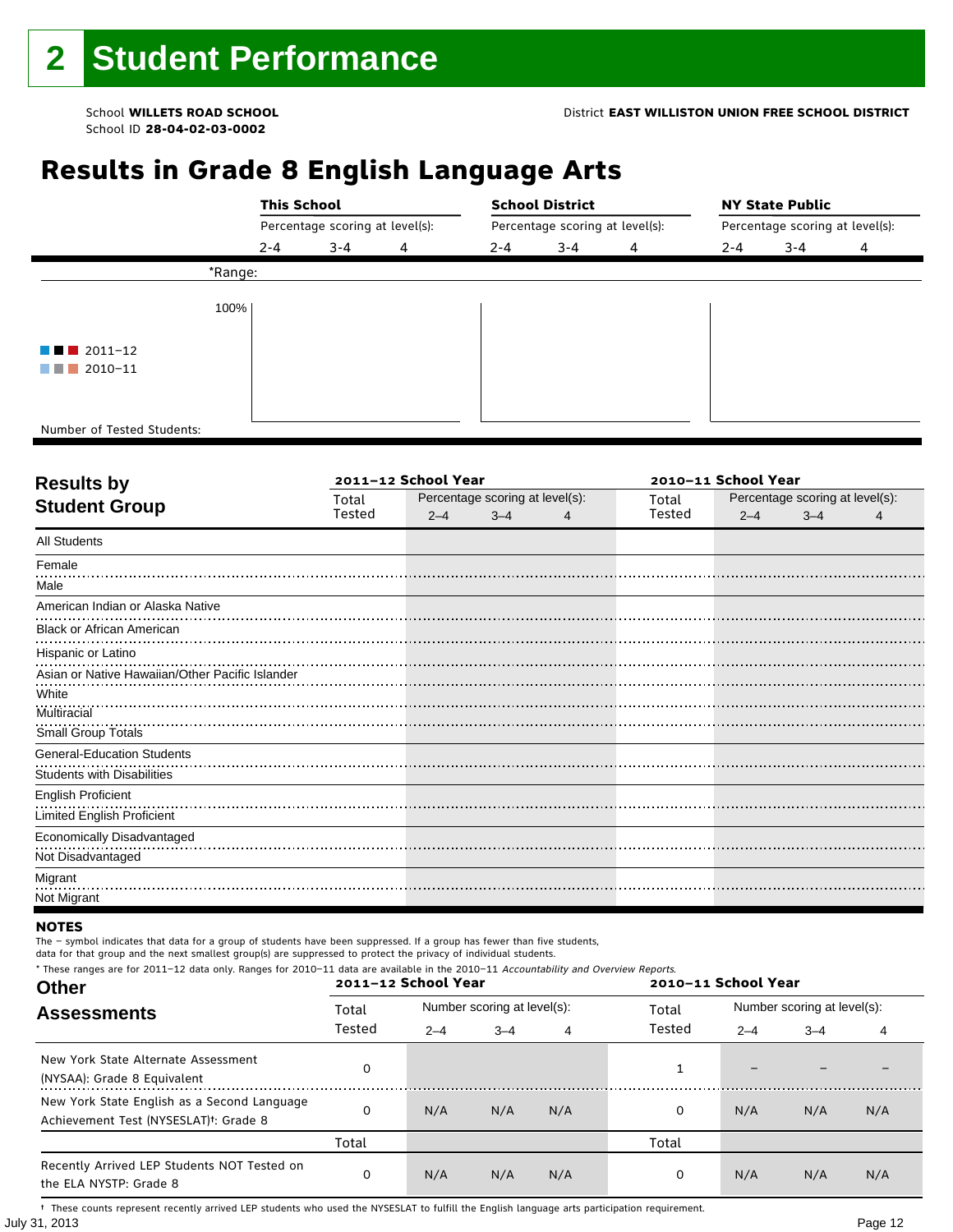# 2 Student Performance

School **WILLETS ROAD SCHOOL**
School ID **28-04-02-03-0002**

District **EAST WILLISTON UNION FREE SCHOOL DISTRICT**

## Results in Grade 8 English Language Arts

| | This School | | | School District | | | NY State Public | | |
|---|---|---|---|---|---|---|---|---|---|
| | Percentage scoring at level(s): | | | Percentage scoring at level(s): | | | Percentage scoring at level(s): | | |
| | 2-4 | 3-4 | 4 | 2-4 | 3-4 | 4 | 2-4 | 3-4 | 4 |
| *Range: | | | | | | | | | |
| 2011–12 / 2010–11 (100%) | | | | | | | | | |
| Number of Tested Students: | | | | | | | | | |

### Results by Student Group

| Results by Student Group | 2011–12 School Year | | | | 2010–11 School Year | | | |
|---|---|---|---|---|---|---|---|---|
| | Total Tested | Percentage scoring at level(s): 2–4 | 3–4 | 4 | Total Tested | Percentage scoring at level(s): 2–4 | 3–4 | 4 |
| All Students | | | | | | | | |
| Female | | | | | | | | |
| Male | | | | | | | | |
| American Indian or Alaska Native | | | | | | | | |
| Black or African American | | | | | | | | |
| Hispanic or Latino | | | | | | | | |
| Asian or Native Hawaiian/Other Pacific Islander | | | | | | | | |
| White | | | | | | | | |
| Multiracial | | | | | | | | |
| Small Group Totals | | | | | | | | |
| General-Education Students | | | | | | | | |
| Students with Disabilities | | | | | | | | |
| English Proficient | | | | | | | | |
| Limited English Proficient | | | | | | | | |
| Economically Disadvantaged | | | | | | | | |
| Not Disadvantaged | | | | | | | | |
| Migrant | | | | | | | | |
| Not Migrant | | | | | | | | |

**NOTES**

The – symbol indicates that data for a group of students have been suppressed. If a group has fewer than five students, data for that group and the next smallest group(s) are suppressed to protect the privacy of individual students.

* These ranges are for 2011–12 data only. Ranges for 2010–11 data are available in the 2010–11 *Accountability and Overview Reports.*

### Other Assessments

| Other Assessments | 2011–12 School Year | | | | 2010–11 School Year | | | |
|---|---|---|---|---|---|---|---|---|
| | Total Tested | Number scoring at level(s): 2–4 | 3–4 | 4 | Total Tested | Number scoring at level(s): 2–4 | 3–4 | 4 |
| New York State Alternate Assessment (NYSAA): Grade 8 Equivalent | 0 | | | | 1 | – | – | – |
| New York State English as a Second Language Achievement Test (NYSESLAT)†: Grade 8 | 0 | N/A | N/A | N/A | 0 | N/A | N/A | N/A |
| | Total | | | | Total | | | |
| Recently Arrived LEP Students NOT Tested on the ELA NYSTP: Grade 8 | 0 | N/A | N/A | N/A | 0 | N/A | N/A | N/A |

† These counts represent recently arrived LEP students who used the NYSESLAT to fulfill the English language arts participation requirement.

July 31, 2013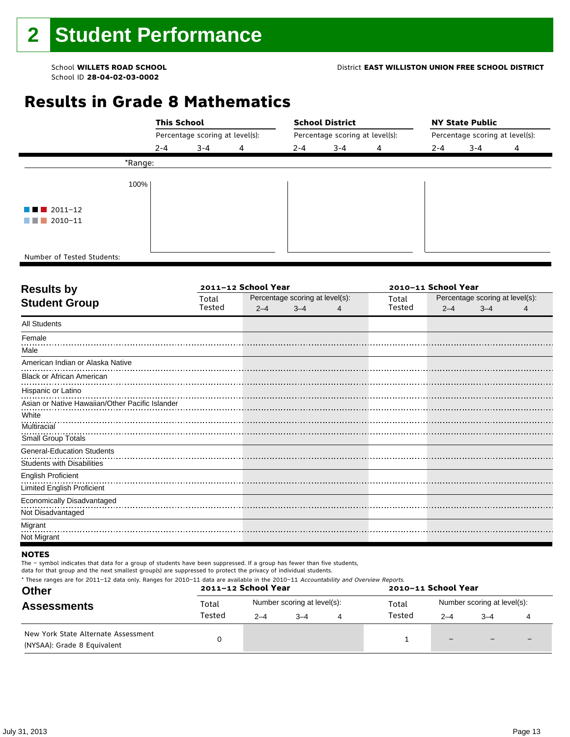# 2 Student Performance

School **WILLETS ROAD SCHOOL**
School ID **28-04-02-03-0002**

District **EAST WILLISTON UNION FREE SCHOOL DISTRICT**

## Results in Grade 8 Mathematics

| | This School | | | School District | | | NY State Public | | |
|---|---|---|---|---|---|---|---|---|---|
| | Percentage scoring at level(s): | | | Percentage scoring at level(s): | | | Percentage scoring at level(s): | | |
| | 2-4 | 3-4 | 4 | 2-4 | 3-4 | 4 | 2-4 | 3-4 | 4 |
| *Range: | | | | | | | | | |
| Number of Tested Students: | | | | | | | | | |

100%

■■■ 2011–12
■■■ 2010–11

| Results by Student Group | 2011–12 School Year | | | | 2010–11 School Year | | | |
|---|---|---|---|---|---|---|---|---|
| | Total Tested | Percentage scoring at level(s): | | | Total Tested | Percentage scoring at level(s): | | |
| | | 2–4 | 3–4 | 4 | | 2–4 | 3–4 | 4 |
| All Students | | | | | | | | |
| Female | | | | | | | | |
| Male | | | | | | | | |
| American Indian or Alaska Native | | | | | | | | |
| Black or African American | | | | | | | | |
| Hispanic or Latino | | | | | | | | |
| Asian or Native Hawaiian/Other Pacific Islander | | | | | | | | |
| White | | | | | | | | |
| Multiracial | | | | | | | | |
| Small Group Totals | | | | | | | | |
| General-Education Students | | | | | | | | |
| Students with Disabilities | | | | | | | | |
| English Proficient | | | | | | | | |
| Limited English Proficient | | | | | | | | |
| Economically Disadvantaged | | | | | | | | |
| Not Disadvantaged | | | | | | | | |
| Migrant | | | | | | | | |
| Not Migrant | | | | | | | | |

**NOTES**

The – symbol indicates that data for a group of students have been suppressed. If a group has fewer than five students, data for that group and the next smallest group(s) are suppressed to protect the privacy of individual students.

\* These ranges are for 2011–12 data only. Ranges for 2010–11 data are available in the 2010–11 *Accountability and Overview Reports*.

| Other Assessments | 2011–12 School Year | | | | 2010–11 School Year | | | |
|---|---|---|---|---|---|---|---|---|
| | Total Tested | Number scoring at level(s): | | | Total Tested | Number scoring at level(s): | | |
| | | 2–4 | 3–4 | 4 | | 2–4 | 3–4 | 4 |
| New York State Alternate Assessment (NYSAA): Grade 8 Equivalent | 0 | | | | 1 | – | – | – |

July 31, 2013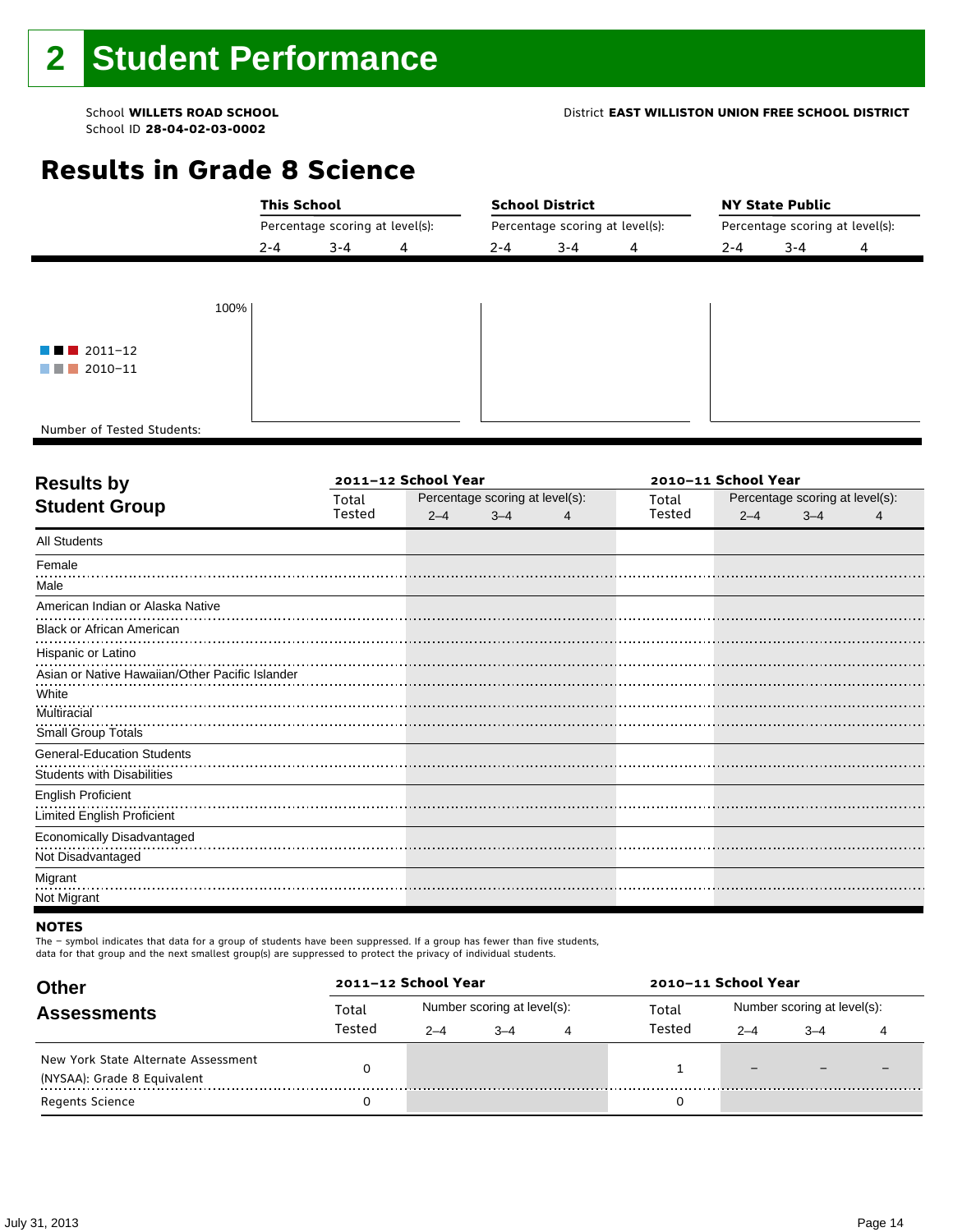# 2 Student Performance

School **WILLETS ROAD SCHOOL**
School ID **28-04-02-03-0002**

District **EAST WILLISTON UNION FREE SCHOOL DISTRICT**

## Results in Grade 8 Science

| | This School | | | School District | | | NY State Public | | |
|---|---|---|---|---|---|---|---|---|---|
| | Percentage scoring at level(s): | | | Percentage scoring at level(s): | | | Percentage scoring at level(s): | | |
| | 2-4 | 3-4 | 4 | 2-4 | 3-4 | 4 | 2-4 | 3-4 | 4 |
| 100% | | | | | | | | | |
| 2011–12 | | | | | | | | | |
| 2010–11 | | | | | | | | | |
| Number of Tested Students: | | | | | | | | | |

| Results by Student Group | 2011–12 School Year | | | | 2010–11 School Year | | | |
|---|---|---|---|---|---|---|---|---|
| | Total Tested | Percentage scoring at level(s): | | | Total Tested | Percentage scoring at level(s): | | |
| | | 2–4 | 3–4 | 4 | | 2–4 | 3–4 | 4 |
| All Students | | | | | | | | |
| Female | | | | | | | | |
| Male | | | | | | | | |
| American Indian or Alaska Native | | | | | | | | |
| Black or African American | | | | | | | | |
| Hispanic or Latino | | | | | | | | |
| Asian or Native Hawaiian/Other Pacific Islander | | | | | | | | |
| White | | | | | | | | |
| Multiracial | | | | | | | | |
| Small Group Totals | | | | | | | | |
| General-Education Students | | | | | | | | |
| Students with Disabilities | | | | | | | | |
| English Proficient | | | | | | | | |
| Limited English Proficient | | | | | | | | |
| Economically Disadvantaged | | | | | | | | |
| Not Disadvantaged | | | | | | | | |
| Migrant | | | | | | | | |
| Not Migrant | | | | | | | | |

**NOTES**

The − symbol indicates that data for a group of students have been suppressed. If a group has fewer than five students, data for that group and the next smallest group(s) are suppressed to protect the privacy of individual students.

| Other Assessments | 2011–12 School Year | | | | 2010–11 School Year | | | |
|---|---|---|---|---|---|---|---|---|
| | Total Tested | Number scoring at level(s): | | | Total Tested | Number scoring at level(s): | | |
| | | 2–4 | 3–4 | 4 | | 2–4 | 3–4 | 4 |
| New York State Alternate Assessment (NYSAA): Grade 8 Equivalent | 0 | | | | 1 | – | – | – |
| Regents Science | 0 | | | | 0 | | | |

July 31, 2013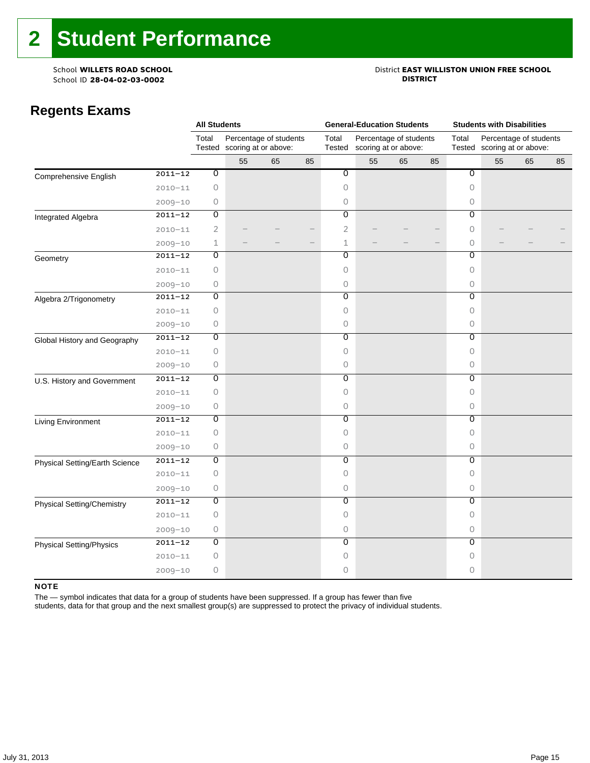# 2 Student Performance

School **WILLETS ROAD SCHOOL**
School ID **28-04-02-03-0002**

District **EAST WILLISTON UNION FREE SCHOOL DISTRICT**

## Regents Exams

| | | All Students | | | | General-Education Students | | | | Students with Disabilities | | | |
|---|---|---|---|---|---|---|---|---|---|---|---|---|---|
| | | Total Tested | Percentage of students scoring at or above: | | | Total Tested | Percentage of students scoring at or above: | | | Total Tested | Percentage of students scoring at or above: | | |
| | | | 55 | 65 | 85 | | 55 | 65 | 85 | | 55 | 65 | 85 |
| Comprehensive English | 2011–12 | 0 | | | | 0 | | | | 0 | | | |
| | 2010–11 | 0 | | | | 0 | | | | 0 | | | |
| | 2009–10 | 0 | | | | 0 | | | | 0 | | | |
| Integrated Algebra | 2011–12 | 0 | | | | 0 | | | | 0 | | | |
| | 2010–11 | 2 | – | – | – | 2 | – | – | – | 0 | – | – | – |
| | 2009–10 | 1 | – | – | – | 1 | – | – | – | 0 | – | – | – |
| Geometry | 2011–12 | 0 | | | | 0 | | | | 0 | | | |
| | 2010–11 | 0 | | | | 0 | | | | 0 | | | |
| | 2009–10 | 0 | | | | 0 | | | | 0 | | | |
| Algebra 2/Trigonometry | 2011–12 | 0 | | | | 0 | | | | 0 | | | |
| | 2010–11 | 0 | | | | 0 | | | | 0 | | | |
| | 2009–10 | 0 | | | | 0 | | | | 0 | | | |
| Global History and Geography | 2011–12 | 0 | | | | 0 | | | | 0 | | | |
| | 2010–11 | 0 | | | | 0 | | | | 0 | | | |
| | 2009–10 | 0 | | | | 0 | | | | 0 | | | |
| U.S. History and Government | 2011–12 | 0 | | | | 0 | | | | 0 | | | |
| | 2010–11 | 0 | | | | 0 | | | | 0 | | | |
| | 2009–10 | 0 | | | | 0 | | | | 0 | | | |
| Living Environment | 2011–12 | 0 | | | | 0 | | | | 0 | | | |
| | 2010–11 | 0 | | | | 0 | | | | 0 | | | |
| | 2009–10 | 0 | | | | 0 | | | | 0 | | | |
| Physical Setting/Earth Science | 2011–12 | 0 | | | | 0 | | | | 0 | | | |
| | 2010–11 | 0 | | | | 0 | | | | 0 | | | |
| | 2009–10 | 0 | | | | 0 | | | | 0 | | | |
| Physical Setting/Chemistry | 2011–12 | 0 | | | | 0 | | | | 0 | | | |
| | 2010–11 | 0 | | | | 0 | | | | 0 | | | |
| | 2009–10 | 0 | | | | 0 | | | | 0 | | | |
| Physical Setting/Physics | 2011–12 | 0 | | | | 0 | | | | 0 | | | |
| | 2010–11 | 0 | | | | 0 | | | | 0 | | | |
| | 2009–10 | 0 | | | | 0 | | | | 0 | | | |

**NOTE**

The — symbol indicates that data for a group of students have been suppressed. If a group has fewer than five students, data for that group and the next smallest group(s) are suppressed to protect the privacy of individual students.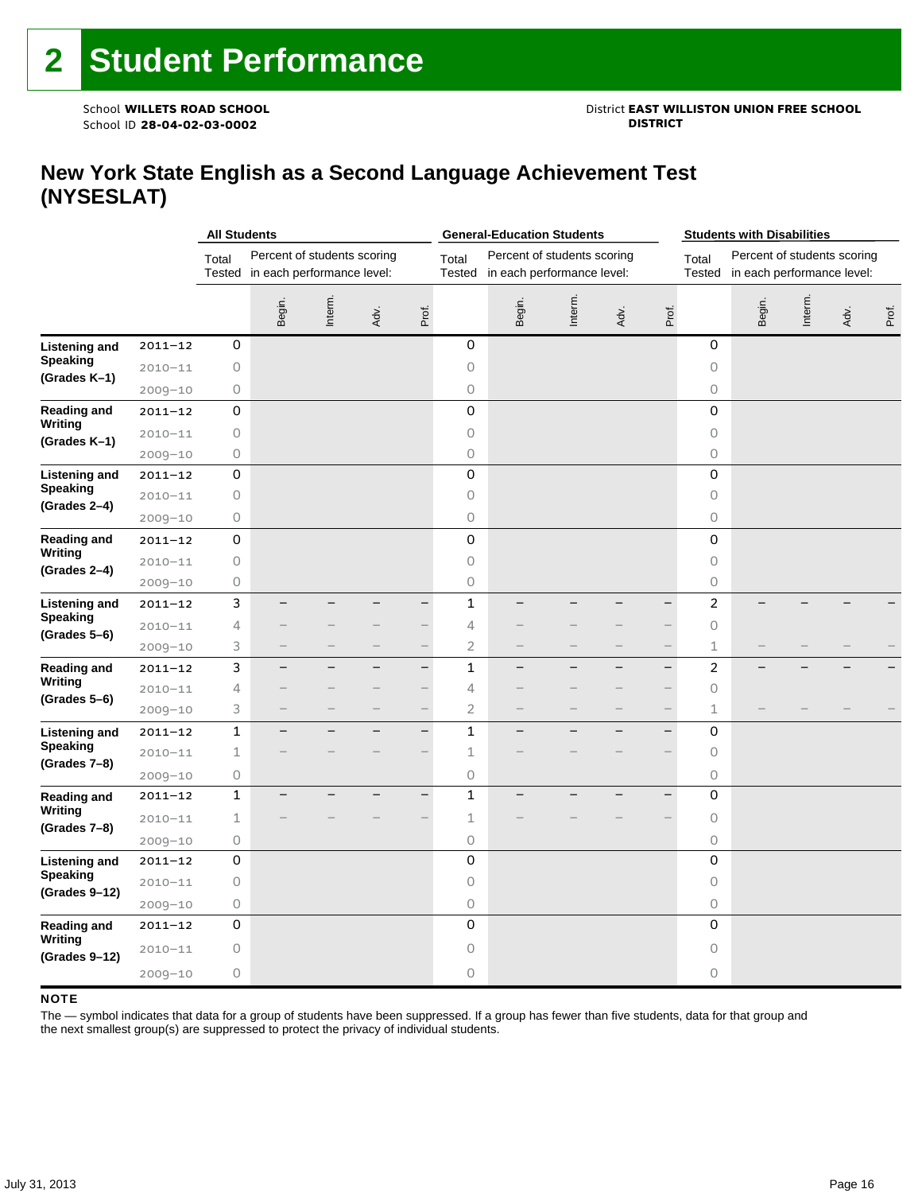# 2 Student Performance

School **WILLETS ROAD SCHOOL**
School ID **28-04-02-03-0002**

District **EAST WILLISTON UNION FREE SCHOOL DISTRICT**

## New York State English as a Second Language Achievement Test (NYSESLAT)

| | | All Students | | | | | General-Education Students | | | | | Students with Disabilities | | | | |
|---|---|---|---|---|---|---|---|---|---|---|---|---|---|---|---|---|
| | | Total Tested | Percent of students scoring in each performance level: | | | | Total Tested | Percent of students scoring in each performance level: | | | | Total Tested | Percent of students scoring in each performance level: | | | |
| | | | Begin. | Interm. | Adv. | Prof. | | Begin. | Interm. | Adv. | Prof. | | Begin. | Interm. | Adv. | Prof. |
| **Listening and Speaking (Grades K–1)** | 2011–12 | 0 | | | | | 0 | | | | | 0 | | | | |
| | 2010–11 | 0 | | | | | 0 | | | | | 0 | | | | |
| | 2009–10 | 0 | | | | | 0 | | | | | 0 | | | | |
| **Reading and Writing (Grades K–1)** | 2011–12 | 0 | | | | | 0 | | | | | 0 | | | | |
| | 2010–11 | 0 | | | | | 0 | | | | | 0 | | | | |
| | 2009–10 | 0 | | | | | 0 | | | | | 0 | | | | |
| **Listening and Speaking (Grades 2–4)** | 2011–12 | 0 | | | | | 0 | | | | | 0 | | | | |
| | 2010–11 | 0 | | | | | 0 | | | | | 0 | | | | |
| | 2009–10 | 0 | | | | | 0 | | | | | 0 | | | | |
| **Reading and Writing (Grades 2–4)** | 2011–12 | 0 | | | | | 0 | | | | | 0 | | | | |
| | 2010–11 | 0 | | | | | 0 | | | | | 0 | | | | |
| | 2009–10 | 0 | | | | | 0 | | | | | 0 | | | | |
| **Listening and Speaking (Grades 5–6)** | 2011–12 | 3 | – | – | – | – | 1 | – | – | – | – | 2 | – | – | – | – |
| | 2010–11 | 4 | – | – | – | – | 4 | – | – | – | – | 0 | | | | |
| | 2009–10 | 3 | – | – | – | – | 2 | – | – | – | – | 1 | – | – | – | – |
| **Reading and Writing (Grades 5–6)** | 2011–12 | 3 | – | – | – | – | 1 | – | – | – | – | 2 | – | – | – | – |
| | 2010–11 | 4 | – | – | – | – | 4 | – | – | – | – | 0 | | | | |
| | 2009–10 | 3 | – | – | – | – | 2 | – | – | – | – | 1 | – | – | – | – |
| **Listening and Speaking (Grades 7–8)** | 2011–12 | 1 | – | – | – | – | 1 | – | – | – | – | 0 | | | | |
| | 2010–11 | 1 | – | – | – | – | 1 | – | – | – | – | 0 | | | | |
| | 2009–10 | 0 | | | | | 0 | | | | | 0 | | | | |
| **Reading and Writing (Grades 7–8)** | 2011–12 | 1 | – | – | – | – | 1 | – | – | – | – | 0 | | | | |
| | 2010–11 | 1 | – | – | – | – | 1 | – | – | – | – | 0 | | | | |
| | 2009–10 | 0 | | | | | 0 | | | | | 0 | | | | |
| **Listening and Speaking (Grades 9–12)** | 2011–12 | 0 | | | | | 0 | | | | | 0 | | | | |
| | 2010–11 | 0 | | | | | 0 | | | | | 0 | | | | |
| | 2009–10 | 0 | | | | | 0 | | | | | 0 | | | | |
| **Reading and Writing (Grades 9–12)** | 2011–12 | 0 | | | | | 0 | | | | | 0 | | | | |
| | 2010–11 | 0 | | | | | 0 | | | | | 0 | | | | |
| | 2009–10 | 0 | | | | | 0 | | | | | 0 | | | | |

**NOTE**

The — symbol indicates that data for a group of students have been suppressed. If a group has fewer than five students, data for that group and the next smallest group(s) are suppressed to protect the privacy of individual students.